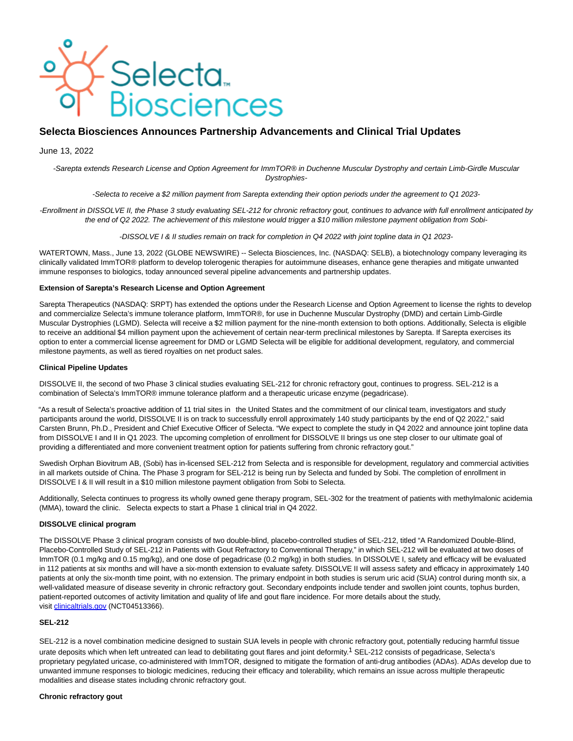# Selecta Biosciences Announces Partnership Advancements and Clinical Trial Updates

June 13, 2022

*-Sarepta extends Research License and Option Agreement for ImmTOR® in Duchenne Muscular Dystrophy and certain Limb-Girdle Muscular Dystrophies-*

*-Selecta to receive a $2 million payment from Sarepta extending their option periods under the agreement to Q1 2023-*

*-Enrollment in DISSOLVE II, the Phase 3 study evaluating SEL-212 for chronic refractory gout, continues to advance with full enrollment anticipated by the end of Q2 2022. The achievement of this milestone would trigger a $10 million milestone payment obligation from Sobi-*

*-DISSOLVE I & II studies remain on track for completion in Q4 2022 with joint topline data in Q1 2023-*

WATERTOWN, Mass., June 13, 2022 (GLOBE NEWSWIRE) -- Selecta Biosciences, Inc. (NASDAQ: SELB), a biotechnology company leveraging its clinically validated ImmTOR® platform to develop tolerogenic therapies for autoimmune diseases, enhance gene therapies and mitigate unwanted immune responses to biologics, today announced several pipeline advancements and partnership updates.

**Extension of Sarepta's Research License and Option Agreement**

Sarepta Therapeutics (NASDAQ: SRPT) has extended the options under the Research License and Option Agreement to license the rights to develop and commercialize Selecta's immune tolerance platform, ImmTOR®, for use in Duchenne Muscular Dystrophy (DMD) and certain Limb-Girdle Muscular Dystrophies (LGMD). Selecta will receive a $2 million payment for the nine-month extension to both options. Additionally, Selecta is eligible to receive an additional $4 million payment upon the achievement of certain near-term preclinical milestones by Sarepta. If Sarepta exercises its option to enter a commercial license agreement for DMD or LGMD Selecta will be eligible for additional development, regulatory, and commercial milestone payments, as well as tiered royalties on net product sales.

**Clinical Pipeline Updates**

DISSOLVE II, the second of two Phase 3 clinical studies evaluating SEL-212 for chronic refractory gout, continues to progress. SEL-212 is a combination of Selecta's ImmTOR® immune tolerance platform and a therapeutic uricase enzyme (pegadricase).

"As a result of Selecta's proactive addition of 11 trial sites in the United States and the commitment of our clinical team, investigators and study participants around the world, DISSOLVE II is on track to successfully enroll approximately 140 study participants by the end of Q2 2022," said Carsten Brunn, Ph.D., President and Chief Executive Officer of Selecta. "We expect to complete the study in Q4 2022 and announce joint topline data from DISSOLVE I and II in Q1 2023. The upcoming completion of enrollment for DISSOLVE II brings us one step closer to our ultimate goal of providing a differentiated and more convenient treatment option for patients suffering from chronic refractory gout."

Swedish Orphan Biovitrum AB, (Sobi) has in-licensed SEL-212 from Selecta and is responsible for development, regulatory and commercial activities in all markets outside of China. The Phase 3 program for SEL-212 is being run by Selecta and funded by Sobi. The completion of enrollment in DISSOLVE I & II will result in a $10 million milestone payment obligation from Sobi to Selecta.

Additionally, Selecta continues to progress its wholly owned gene therapy program, SEL-302 for the treatment of patients with methylmalonic acidemia (MMA), toward the clinic. Selecta expects to start a Phase 1 clinical trial in Q4 2022.

**DISSOLVE clinical program**

The DISSOLVE Phase 3 clinical program consists of two double-blind, placebo-controlled studies of SEL-212, titled "A Randomized Double-Blind, Placebo-Controlled Study of SEL-212 in Patients with Gout Refractory to Conventional Therapy," in which SEL-212 will be evaluated at two doses of ImmTOR (0.1 mg/kg and 0.15 mg/kg), and one dose of pegadricase (0.2 mg/kg) in both studies. In DISSOLVE I, safety and efficacy will be evaluated in 112 patients at six months and will have a six-month extension to evaluate safety. DISSOLVE II will assess safety and efficacy in approximately 140 patients at only the six-month time point, with no extension. The primary endpoint in both studies is serum uric acid (SUA) control during month six, a well-validated measure of disease severity in chronic refractory gout. Secondary endpoints include tender and swollen joint counts, tophus burden, patient-reported outcomes of activity limitation and quality of life and gout flare incidence. For more details about the study, visit clinicaltrials.gov (NCT04513366).

**SEL-212**

SEL-212 is a novel combination medicine designed to sustain SUA levels in people with chronic refractory gout, potentially reducing harmful tissue urate deposits which when left untreated can lead to debilitating gout flares and joint deformity.[1] SEL-212 consists of pegadricase, Selecta's proprietary pegylated uricase, co-administered with ImmTOR, designed to mitigate the formation of anti-drug antibodies (ADAs). ADAs develop due to unwanted immune responses to biologic medicines, reducing their efficacy and tolerability, which remains an issue across multiple therapeutic modalities and disease states including chronic refractory gout.

**Chronic refractory gout**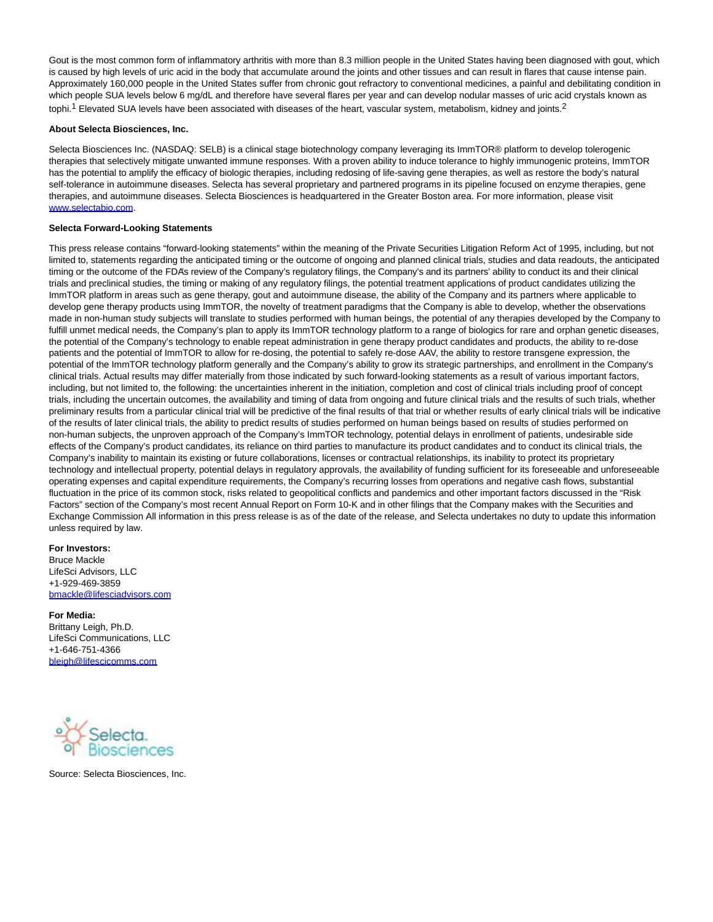Gout is the most common form of inflammatory arthritis with more than 8.3 million people in the United States having been diagnosed with gout, which is caused by high levels of uric acid in the body that accumulate around the joints and other tissues and can result in flares that cause intense pain. Approximately 160,000 people in the United States suffer from chronic gout refractory to conventional medicines, a painful and debilitating condition in which people SUA levels below 6 mg/dL and therefore have several flares per year and can develop nodular masses of uric acid crystals known as tophi.[1] Elevated SUA levels have been associated with diseases of the heart, vascular system, metabolism, kidney and joints.[2]

**About Selecta Biosciences, Inc.**

Selecta Biosciences Inc. (NASDAQ: SELB) is a clinical stage biotechnology company leveraging its ImmTOR® platform to develop tolerogenic therapies that selectively mitigate unwanted immune responses. With a proven ability to induce tolerance to highly immunogenic proteins, ImmTOR has the potential to amplify the efficacy of biologic therapies, including redosing of life-saving gene therapies, as well as restore the body's natural self-tolerance in autoimmune diseases. Selecta has several proprietary and partnered programs in its pipeline focused on enzyme therapies, gene therapies, and autoimmune diseases. Selecta Biosciences is headquartered in the Greater Boston area. For more information, please visit www.selectabio.com.

**Selecta Forward-Looking Statements**

This press release contains "forward-looking statements" within the meaning of the Private Securities Litigation Reform Act of 1995, including, but not limited to, statements regarding the anticipated timing or the outcome of ongoing and planned clinical trials, studies and data readouts, the anticipated timing or the outcome of the FDA's review of the Company's regulatory filings, the Company's and its partners' ability to conduct its and their clinical trials and preclinical studies, the timing or making of any regulatory filings, the potential treatment applications of product candidates utilizing the ImmTOR platform in areas such as gene therapy, gout and autoimmune disease, the ability of the Company and its partners where applicable to develop gene therapy products using ImmTOR, the novelty of treatment paradigms that the Company is able to develop, whether the observations made in non-human study subjects will translate to studies performed with human beings, the potential of any therapies developed by the Company to fulfill unmet medical needs, the Company's plan to apply its ImmTOR technology platform to a range of biologics for rare and orphan genetic diseases, the potential of the Company's technology to enable repeat administration in gene therapy product candidates and products, the ability to re-dose patients and the potential of ImmTOR to allow for re-dosing, the potential to safely re-dose AAV, the ability to restore transgene expression, the potential of the ImmTOR technology platform generally and the Company's ability to grow its strategic partnerships, and enrollment in the Company's clinical trials. Actual results may differ materially from those indicated by such forward-looking statements as a result of various important factors, including, but not limited to, the following: the uncertainties inherent in the initiation, completion and cost of clinical trials including proof of concept trials, including the uncertain outcomes, the availability and timing of data from ongoing and future clinical trials and the results of such trials, whether preliminary results from a particular clinical trial will be predictive of the final results of that trial or whether results of early clinical trials will be indicative of the results of later clinical trials, the ability to predict results of studies performed on human beings based on results of studies performed on non-human subjects, the unproven approach of the Company's ImmTOR technology, potential delays in enrollment of patients, undesirable side effects of the Company's product candidates, its reliance on third parties to manufacture its product candidates and to conduct its clinical trials, the Company's inability to maintain its existing or future collaborations, licenses or contractual relationships, its inability to protect its proprietary technology and intellectual property, potential delays in regulatory approvals, the availability of funding sufficient for its foreseeable and unforeseeable operating expenses and capital expenditure requirements, the Company's recurring losses from operations and negative cash flows, substantial fluctuation in the price of its common stock, risks related to geopolitical conflicts and pandemics and other important factors discussed in the "Risk Factors" section of the Company's most recent Annual Report on Form 10-K and in other filings that the Company makes with the Securities and Exchange Commission All information in this press release is as of the date of the release, and Selecta undertakes no duty to update this information unless required by law.

**For Investors:**
Bruce Mackle
LifeSci Advisors, LLC
+1-929-469-3859
bmackle@lifesciadvisors.com

**For Media:**
Brittany Leigh, Ph.D.
LifeSci Communications, LLC
+1-646-751-4366
bleigh@lifescicomms.com

Selecta Biosciences

Source: Selecta Biosciences, Inc.